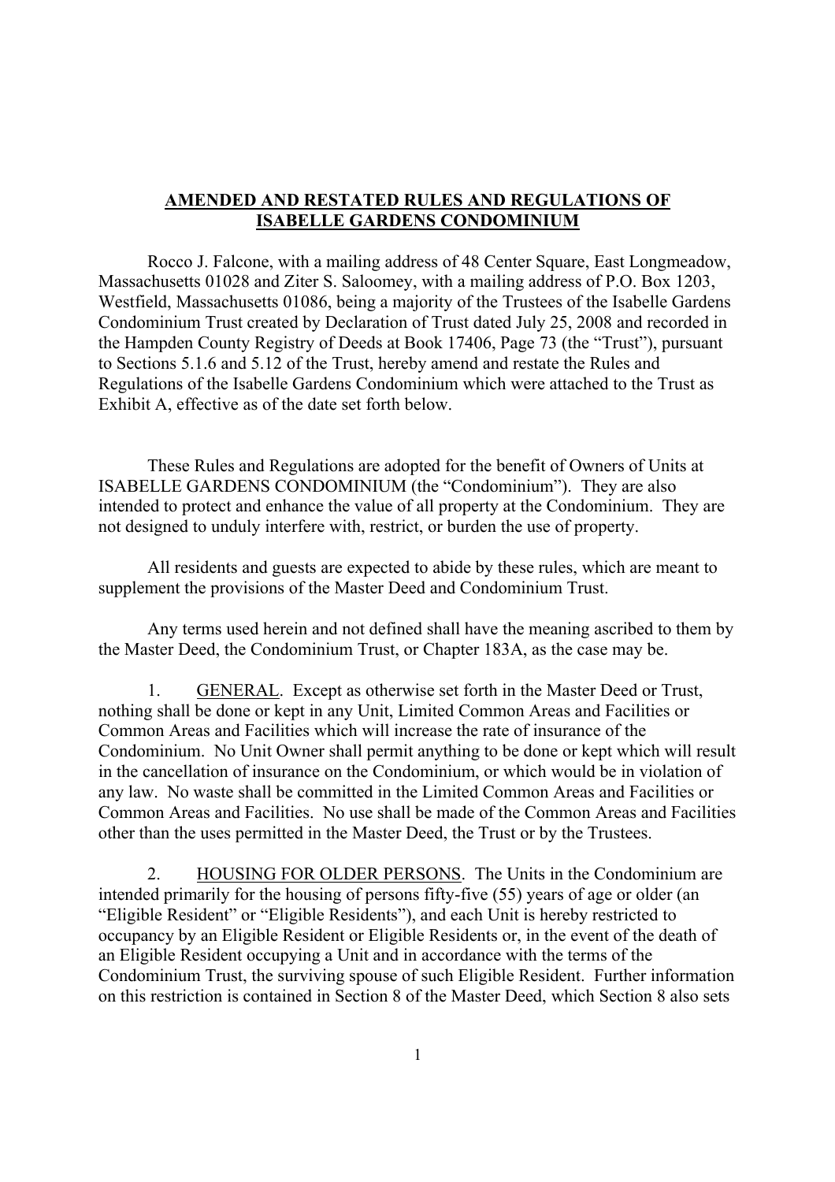# AMENDED AND RESTATED RULES AND REGULATIONS OF ISABELLE GARDENS CONDOMINIUM

Rocco J. Falcone, with a mailing address of 48 Center Square, East Longmeadow, Massachusetts 01028 and Ziter S. Saloomey, with a mailing address of P.O. Box 1203, Westfield, Massachusetts 01086, being a majority of the Trustees of the Isabelle Gardens Condominium Trust created by Declaration of Trust dated July 25, 2008 and recorded in the Hampden County Registry of Deeds at Book 17406, Page 73 (the "Trust"), pursuant to Sections 5.1.6 and 5.12 of the Trust, hereby amend and restate the Rules and Regulations of the Isabelle Gardens Condominium which were attached to the Trust as Exhibit A, effective as of the date set forth below.

These Rules and Regulations are adopted for the benefit of Owners of Units at ISABELLE GARDENS CONDOMINIUM (the "Condominium"). They are also intended to protect and enhance the value of all property at the Condominium. They are not designed to unduly interfere with, restrict, or burden the use of property.

All residents and guests are expected to abide by these rules, which are meant to supplement the provisions of the Master Deed and Condominium Trust.

Any terms used herein and not defined shall have the meaning ascribed to them by the Master Deed, the Condominium Trust, or Chapter 183A, as the case may be.

1. GENERAL. Except as otherwise set forth in the Master Deed or Trust, nothing shall be done or kept in any Unit, Limited Common Areas and Facilities or Common Areas and Facilities which will increase the rate of insurance of the Condominium. No Unit Owner shall permit anything to be done or kept which will result in the cancellation of insurance on the Condominium, or which would be in violation of any law. No waste shall be committed in the Limited Common Areas and Facilities or Common Areas and Facilities. No use shall be made of the Common Areas and Facilities other than the uses permitted in the Master Deed, the Trust or by the Trustees.

2. HOUSING FOR OLDER PERSONS. The Units in the Condominium are intended primarily for the housing of persons fifty-five (55) years of age or older (an "Eligible Resident" or "Eligible Residents"), and each Unit is hereby restricted to occupancy by an Eligible Resident or Eligible Residents or, in the event of the death of an Eligible Resident occupying a Unit and in accordance with the terms of the Condominium Trust, the surviving spouse of such Eligible Resident. Further information on this restriction is contained in Section 8 of the Master Deed, which Section 8 also sets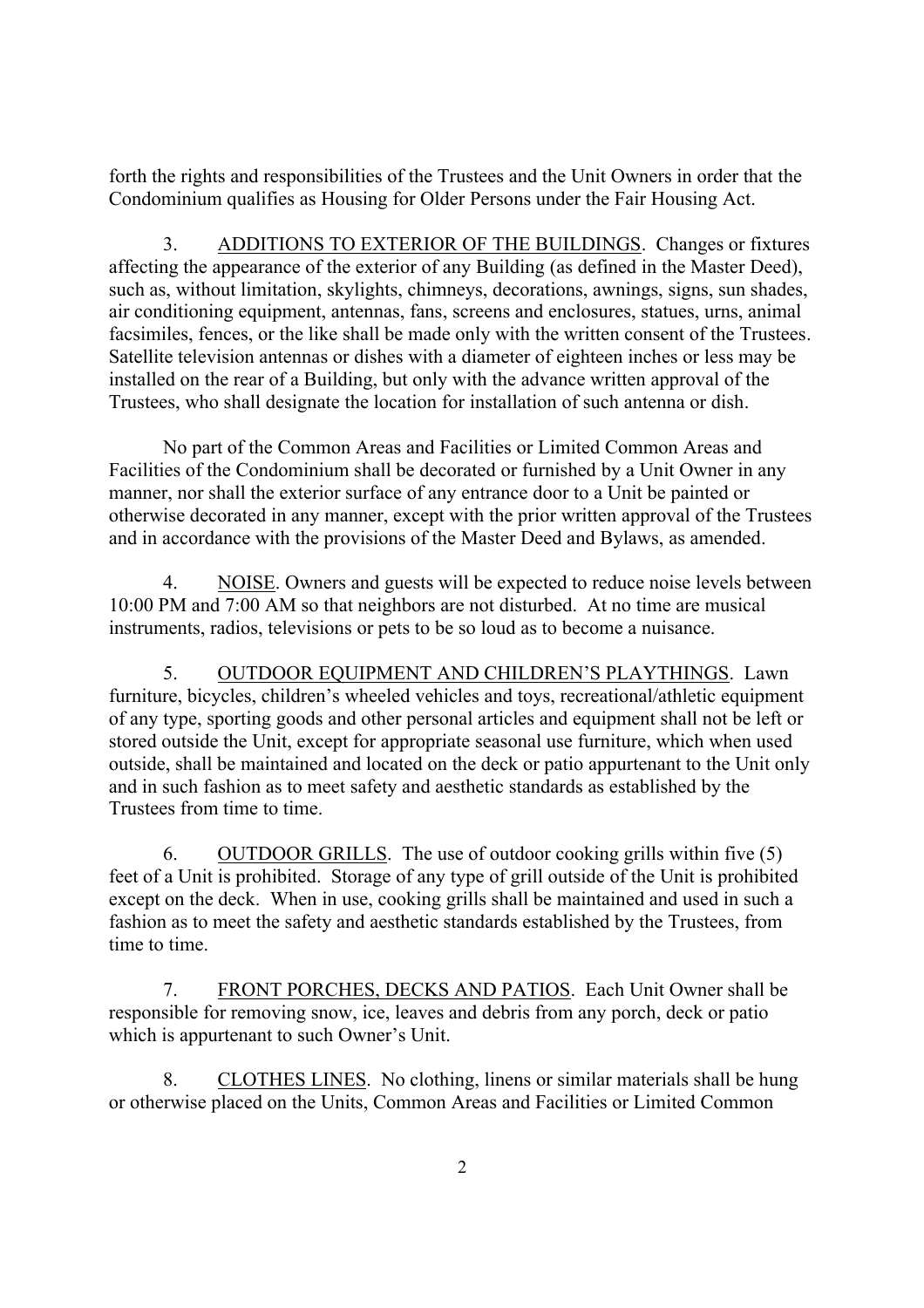forth the rights and responsibilities of the Trustees and the Unit Owners in order that the Condominium qualifies as Housing for Older Persons under the Fair Housing Act.

3. ADDITIONS TO EXTERIOR OF THE BUILDINGS. Changes or fixtures affecting the appearance of the exterior of any Building (as defined in the Master Deed), such as, without limitation, skylights, chimneys, decorations, awnings, signs, sun shades, air conditioning equipment, antennas, fans, screens and enclosures, statues, urns, animal facsimiles, fences, or the like shall be made only with the written consent of the Trustees. Satellite television antennas or dishes with a diameter of eighteen inches or less may be installed on the rear of a Building, but only with the advance written approval of the Trustees, who shall designate the location for installation of such antenna or dish.

No part of the Common Areas and Facilities or Limited Common Areas and Facilities of the Condominium shall be decorated or furnished by a Unit Owner in any manner, nor shall the exterior surface of any entrance door to a Unit be painted or otherwise decorated in any manner, except with the prior written approval of the Trustees and in accordance with the provisions of the Master Deed and Bylaws, as amended.

4. NOISE. Owners and guests will be expected to reduce noise levels between 10:00 PM and 7:00 AM so that neighbors are not disturbed. At no time are musical instruments, radios, televisions or pets to be so loud as to become a nuisance.

5. OUTDOOR EQUIPMENT AND CHILDREN'S PLAYTHINGS. Lawn furniture, bicycles, children's wheeled vehicles and toys, recreational/athletic equipment of any type, sporting goods and other personal articles and equipment shall not be left or stored outside the Unit, except for appropriate seasonal use furniture, which when used outside, shall be maintained and located on the deck or patio appurtenant to the Unit only and in such fashion as to meet safety and aesthetic standards as established by the Trustees from time to time.

6. OUTDOOR GRILLS. The use of outdoor cooking grills within five (5) feet of a Unit is prohibited. Storage of any type of grill outside of the Unit is prohibited except on the deck. When in use, cooking grills shall be maintained and used in such a fashion as to meet the safety and aesthetic standards established by the Trustees, from time to time.

7. FRONT PORCHES, DECKS AND PATIOS. Each Unit Owner shall be responsible for removing snow, ice, leaves and debris from any porch, deck or patio which is appurtenant to such Owner's Unit.

8. CLOTHES LINES. No clothing, linens or similar materials shall be hung or otherwise placed on the Units, Common Areas and Facilities or Limited Common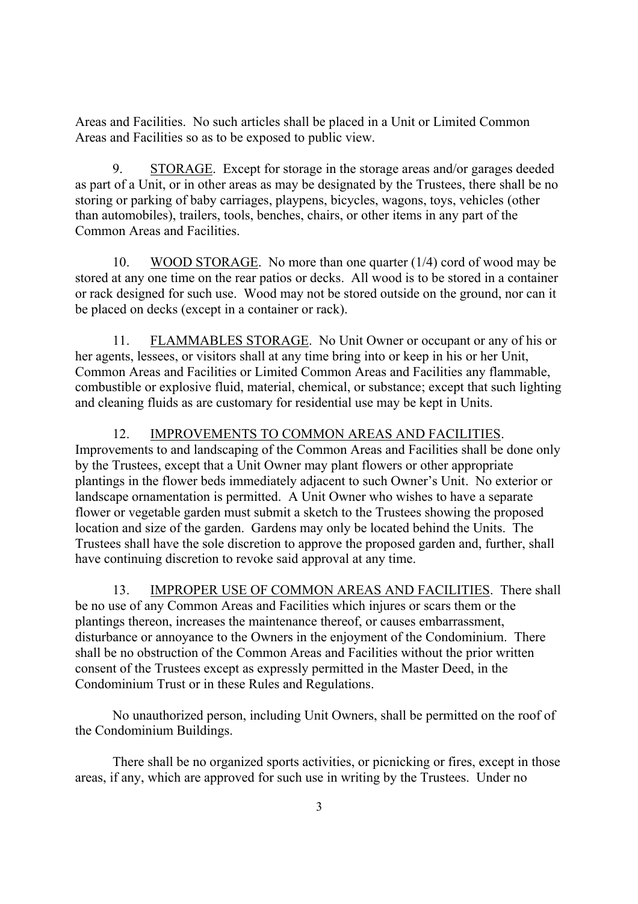Areas and Facilities. No such articles shall be placed in a Unit or Limited Common Areas and Facilities so as to be exposed to public view.

9. STORAGE. Except for storage in the storage areas and/or garages deeded as part of a Unit, or in other areas as may be designated by the Trustees, there shall be no storing or parking of baby carriages, playpens, bicycles, wagons, toys, vehicles (other than automobiles), trailers, tools, benches, chairs, or other items in any part of the Common Areas and Facilities.

10. WOOD STORAGE. No more than one quarter (1/4) cord of wood may be stored at any one time on the rear patios or decks. All wood is to be stored in a container or rack designed for such use. Wood may not be stored outside on the ground, nor can it be placed on decks (except in a container or rack).

11. FLAMMABLES STORAGE. No Unit Owner or occupant or any of his or her agents, lessees, or visitors shall at any time bring into or keep in his or her Unit, Common Areas and Facilities or Limited Common Areas and Facilities any flammable, combustible or explosive fluid, material, chemical, or substance; except that such lighting and cleaning fluids as are customary for residential use may be kept in Units.

12. IMPROVEMENTS TO COMMON AREAS AND FACILITIES. Improvements to and landscaping of the Common Areas and Facilities shall be done only by the Trustees, except that a Unit Owner may plant flowers or other appropriate plantings in the flower beds immediately adjacent to such Owner's Unit. No exterior or landscape ornamentation is permitted. A Unit Owner who wishes to have a separate flower or vegetable garden must submit a sketch to the Trustees showing the proposed location and size of the garden. Gardens may only be located behind the Units. The Trustees shall have the sole discretion to approve the proposed garden and, further, shall have continuing discretion to revoke said approval at any time.

13. IMPROPER USE OF COMMON AREAS AND FACILITIES. There shall be no use of any Common Areas and Facilities which injures or scars them or the plantings thereon, increases the maintenance thereof, or causes embarrassment, disturbance or annoyance to the Owners in the enjoyment of the Condominium. There shall be no obstruction of the Common Areas and Facilities without the prior written consent of the Trustees except as expressly permitted in the Master Deed, in the Condominium Trust or in these Rules and Regulations.

No unauthorized person, including Unit Owners, shall be permitted on the roof of the Condominium Buildings.

There shall be no organized sports activities, or picnicking or fires, except in those areas, if any, which are approved for such use in writing by the Trustees. Under no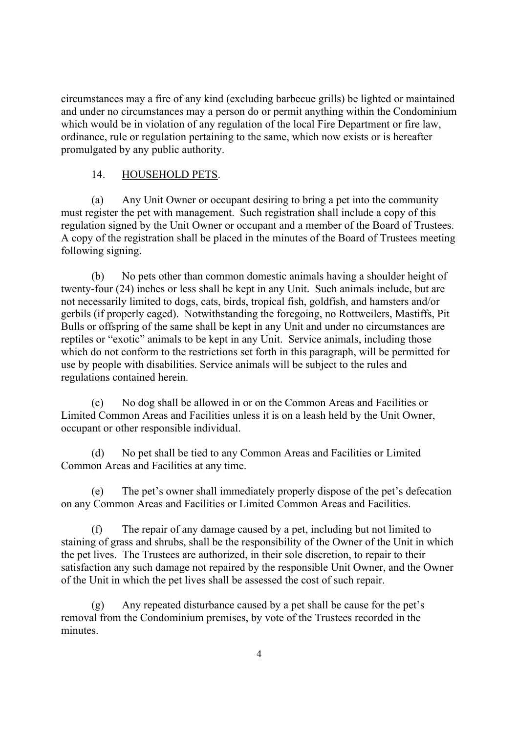circumstances may a fire of any kind (excluding barbecue grills) be lighted or maintained and under no circumstances may a person do or permit anything within the Condominium which would be in violation of any regulation of the local Fire Department or fire law, ordinance, rule or regulation pertaining to the same, which now exists or is hereafter promulgated by any public authority.

14. <u>HOUSEHOLD PETS</u>.

(a) Any Unit Owner or occupant desiring to bring a pet into the community must register the pet with management. Such registration shall include a copy of this regulation signed by the Unit Owner or occupant and a member of the Board of Trustees. A copy of the registration shall be placed in the minutes of the Board of Trustees meeting following signing.

(b) No pets other than common domestic animals having a shoulder height of twenty-four (24) inches or less shall be kept in any Unit. Such animals include, but are not necessarily limited to dogs, cats, birds, tropical fish, goldfish, and hamsters and/or gerbils (if properly caged). Notwithstanding the foregoing, no Rottweilers, Mastiffs, Pit Bulls or offspring of the same shall be kept in any Unit and under no circumstances are reptiles or "exotic" animals to be kept in any Unit. Service animals, including those which do not conform to the restrictions set forth in this paragraph, will be permitted for use by people with disabilities. Service animals will be subject to the rules and regulations contained herein.

(c) No dog shall be allowed in or on the Common Areas and Facilities or Limited Common Areas and Facilities unless it is on a leash held by the Unit Owner, occupant or other responsible individual.

(d) No pet shall be tied to any Common Areas and Facilities or Limited Common Areas and Facilities at any time.

(e) The pet's owner shall immediately properly dispose of the pet's defecation on any Common Areas and Facilities or Limited Common Areas and Facilities.

(f) The repair of any damage caused by a pet, including but not limited to staining of grass and shrubs, shall be the responsibility of the Owner of the Unit in which the pet lives. The Trustees are authorized, in their sole discretion, to repair to their satisfaction any such damage not repaired by the responsible Unit Owner, and the Owner of the Unit in which the pet lives shall be assessed the cost of such repair.

(g) Any repeated disturbance caused by a pet shall be cause for the pet's removal from the Condominium premises, by vote of the Trustees recorded in the minutes.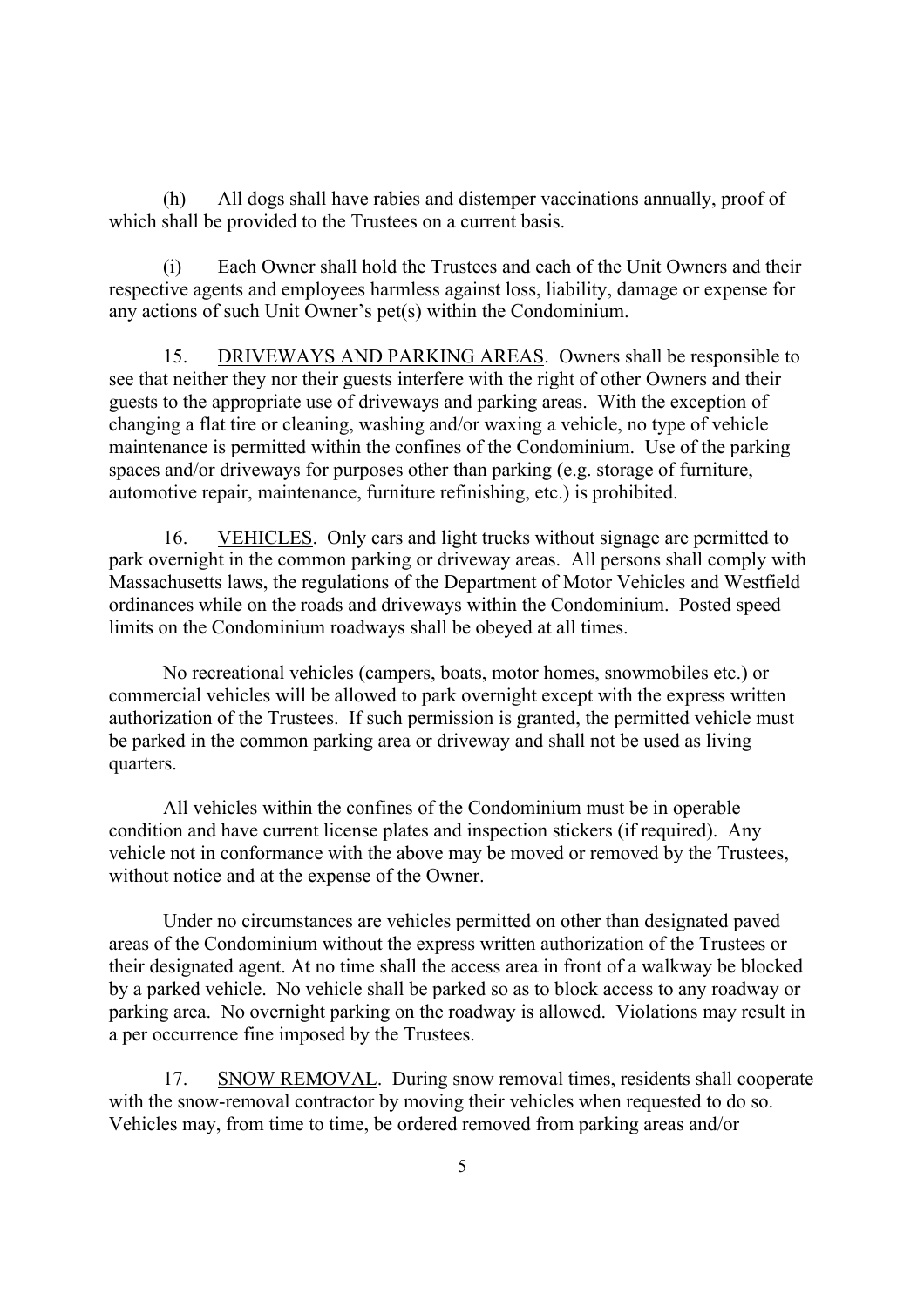(h) All dogs shall have rabies and distemper vaccinations annually, proof of which shall be provided to the Trustees on a current basis.

(i) Each Owner shall hold the Trustees and each of the Unit Owners and their respective agents and employees harmless against loss, liability, damage or expense for any actions of such Unit Owner's pet(s) within the Condominium.

15. DRIVEWAYS AND PARKING AREAS. Owners shall be responsible to see that neither they nor their guests interfere with the right of other Owners and their guests to the appropriate use of driveways and parking areas. With the exception of changing a flat tire or cleaning, washing and/or waxing a vehicle, no type of vehicle maintenance is permitted within the confines of the Condominium. Use of the parking spaces and/or driveways for purposes other than parking (e.g. storage of furniture, automotive repair, maintenance, furniture refinishing, etc.) is prohibited.

16. VEHICLES. Only cars and light trucks without signage are permitted to park overnight in the common parking or driveway areas. All persons shall comply with Massachusetts laws, the regulations of the Department of Motor Vehicles and Westfield ordinances while on the roads and driveways within the Condominium. Posted speed limits on the Condominium roadways shall be obeyed at all times.

No recreational vehicles (campers, boats, motor homes, snowmobiles etc.) or commercial vehicles will be allowed to park overnight except with the express written authorization of the Trustees. If such permission is granted, the permitted vehicle must be parked in the common parking area or driveway and shall not be used as living quarters.

All vehicles within the confines of the Condominium must be in operable condition and have current license plates and inspection stickers (if required). Any vehicle not in conformance with the above may be moved or removed by the Trustees, without notice and at the expense of the Owner.

Under no circumstances are vehicles permitted on other than designated paved areas of the Condominium without the express written authorization of the Trustees or their designated agent. At no time shall the access area in front of a walkway be blocked by a parked vehicle. No vehicle shall be parked so as to block access to any roadway or parking area. No overnight parking on the roadway is allowed. Violations may result in a per occurrence fine imposed by the Trustees.

17. SNOW REMOVAL. During snow removal times, residents shall cooperate with the snow-removal contractor by moving their vehicles when requested to do so. Vehicles may, from time to time, be ordered removed from parking areas and/or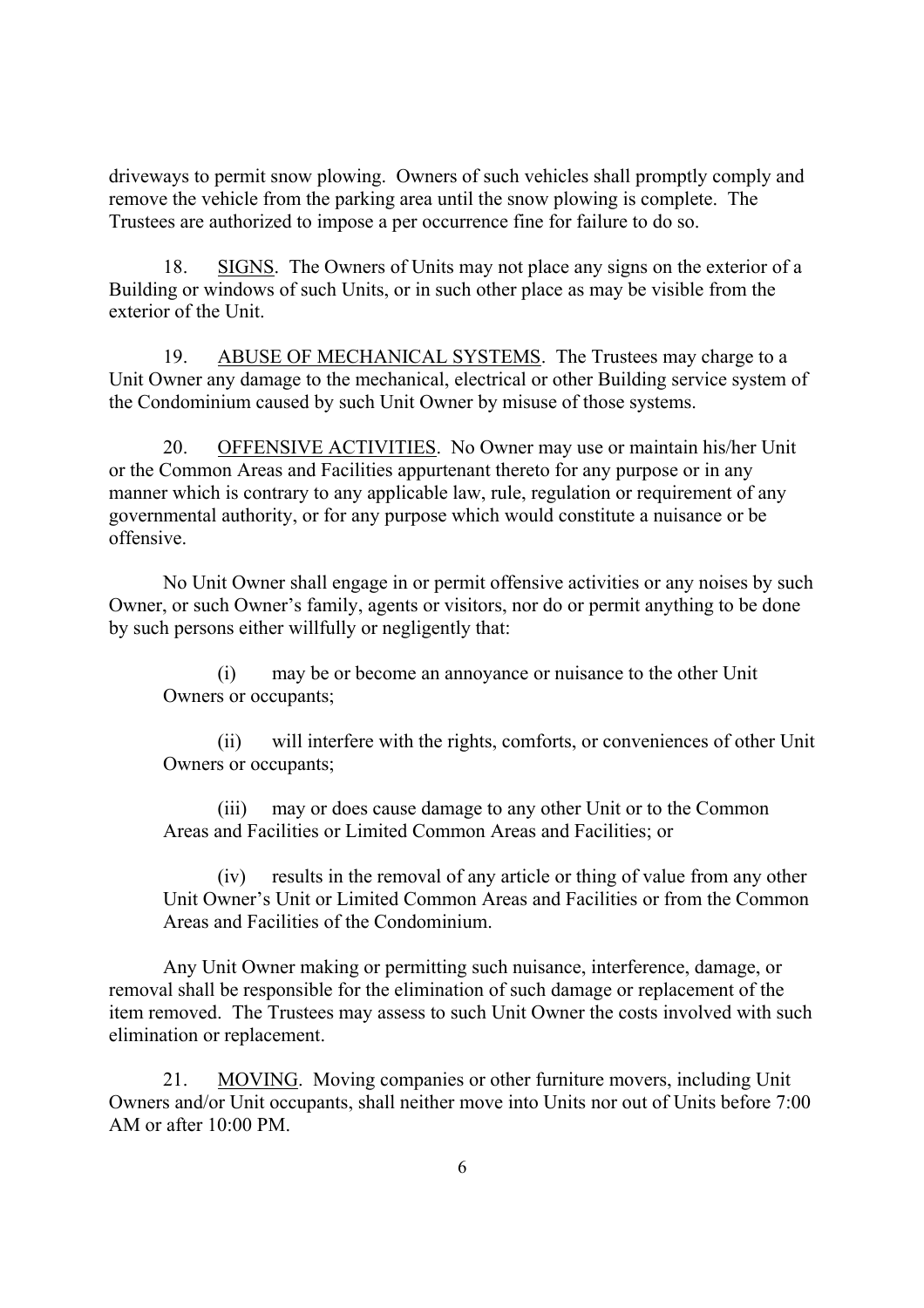driveways to permit snow plowing. Owners of such vehicles shall promptly comply and remove the vehicle from the parking area until the snow plowing is complete. The Trustees are authorized to impose a per occurrence fine for failure to do so.

18. SIGNS. The Owners of Units may not place any signs on the exterior of a Building or windows of such Units, or in such other place as may be visible from the exterior of the Unit.

19. ABUSE OF MECHANICAL SYSTEMS. The Trustees may charge to a Unit Owner any damage to the mechanical, electrical or other Building service system of the Condominium caused by such Unit Owner by misuse of those systems.

20. OFFENSIVE ACTIVITIES. No Owner may use or maintain his/her Unit or the Common Areas and Facilities appurtenant thereto for any purpose or in any manner which is contrary to any applicable law, rule, regulation or requirement of any governmental authority, or for any purpose which would constitute a nuisance or be offensive.

No Unit Owner shall engage in or permit offensive activities or any noises by such Owner, or such Owner's family, agents or visitors, nor do or permit anything to be done by such persons either willfully or negligently that:

(i) may be or become an annoyance or nuisance to the other Unit Owners or occupants;

(ii) will interfere with the rights, comforts, or conveniences of other Unit Owners or occupants;

(iii) may or does cause damage to any other Unit or to the Common Areas and Facilities or Limited Common Areas and Facilities; or

(iv) results in the removal of any article or thing of value from any other Unit Owner's Unit or Limited Common Areas and Facilities or from the Common Areas and Facilities of the Condominium.

Any Unit Owner making or permitting such nuisance, interference, damage, or removal shall be responsible for the elimination of such damage or replacement of the item removed. The Trustees may assess to such Unit Owner the costs involved with such elimination or replacement.

21. MOVING. Moving companies or other furniture movers, including Unit Owners and/or Unit occupants, shall neither move into Units nor out of Units before 7:00 AM or after 10:00 PM.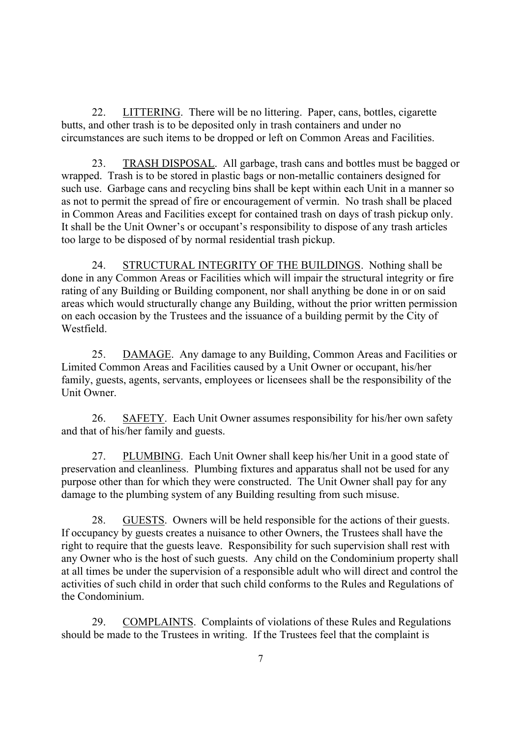22. LITTERING. There will be no littering. Paper, cans, bottles, cigarette butts, and other trash is to be deposited only in trash containers and under no circumstances are such items to be dropped or left on Common Areas and Facilities.

23. TRASH DISPOSAL. All garbage, trash cans and bottles must be bagged or wrapped. Trash is to be stored in plastic bags or non-metallic containers designed for such use. Garbage cans and recycling bins shall be kept within each Unit in a manner so as not to permit the spread of fire or encouragement of vermin. No trash shall be placed in Common Areas and Facilities except for contained trash on days of trash pickup only. It shall be the Unit Owner's or occupant's responsibility to dispose of any trash articles too large to be disposed of by normal residential trash pickup.

24. STRUCTURAL INTEGRITY OF THE BUILDINGS. Nothing shall be done in any Common Areas or Facilities which will impair the structural integrity or fire rating of any Building or Building component, nor shall anything be done in or on said areas which would structurally change any Building, without the prior written permission on each occasion by the Trustees and the issuance of a building permit by the City of Westfield.

25. DAMAGE. Any damage to any Building, Common Areas and Facilities or Limited Common Areas and Facilities caused by a Unit Owner or occupant, his/her family, guests, agents, servants, employees or licensees shall be the responsibility of the Unit Owner.

26. SAFETY. Each Unit Owner assumes responsibility for his/her own safety and that of his/her family and guests.

27. PLUMBING. Each Unit Owner shall keep his/her Unit in a good state of preservation and cleanliness. Plumbing fixtures and apparatus shall not be used for any purpose other than for which they were constructed. The Unit Owner shall pay for any damage to the plumbing system of any Building resulting from such misuse.

28. GUESTS. Owners will be held responsible for the actions of their guests. If occupancy by guests creates a nuisance to other Owners, the Trustees shall have the right to require that the guests leave. Responsibility for such supervision shall rest with any Owner who is the host of such guests. Any child on the Condominium property shall at all times be under the supervision of a responsible adult who will direct and control the activities of such child in order that such child conforms to the Rules and Regulations of the Condominium.

29. COMPLAINTS. Complaints of violations of these Rules and Regulations should be made to the Trustees in writing. If the Trustees feel that the complaint is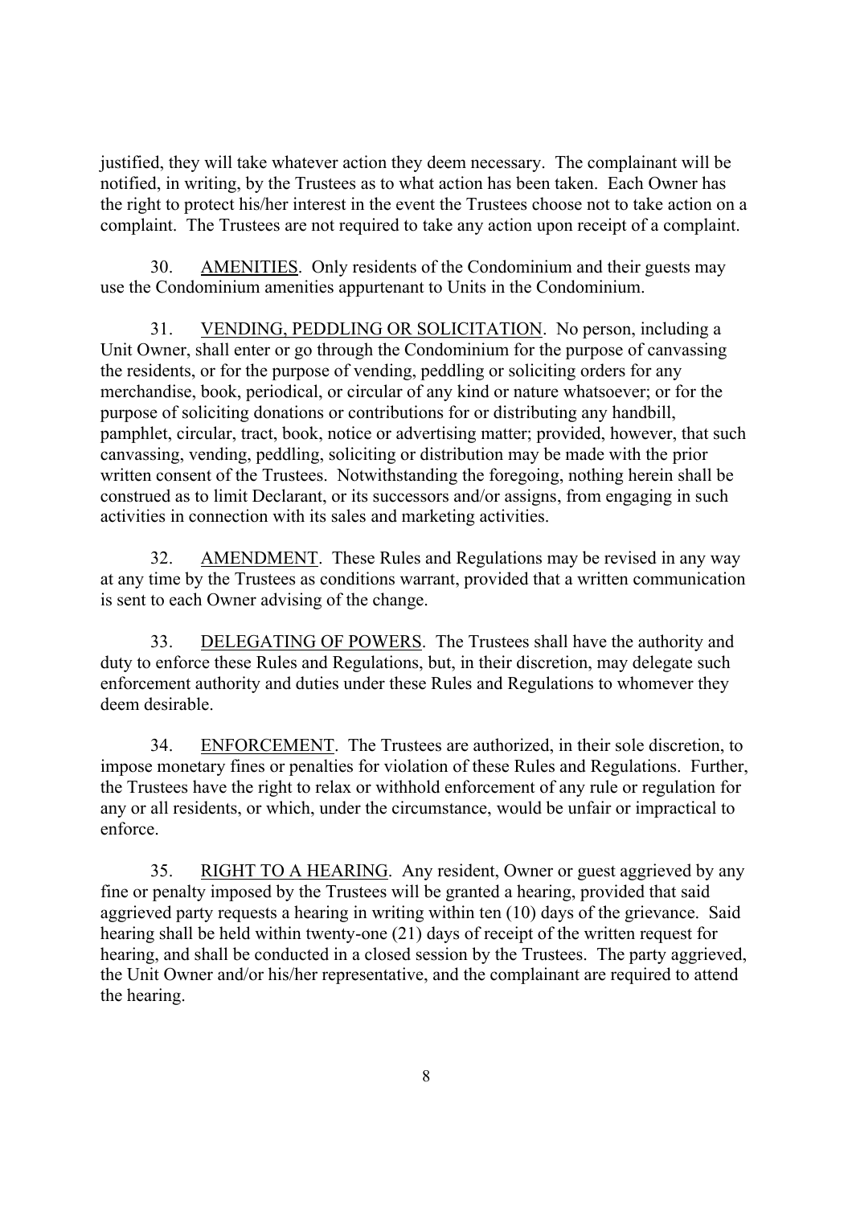justified, they will take whatever action they deem necessary. The complainant will be notified, in writing, by the Trustees as to what action has been taken. Each Owner has the right to protect his/her interest in the event the Trustees choose not to take action on a complaint. The Trustees are not required to take any action upon receipt of a complaint.

30. AMENITIES. Only residents of the Condominium and their guests may use the Condominium amenities appurtenant to Units in the Condominium.

31. VENDING, PEDDLING OR SOLICITATION. No person, including a Unit Owner, shall enter or go through the Condominium for the purpose of canvassing the residents, or for the purpose of vending, peddling or soliciting orders for any merchandise, book, periodical, or circular of any kind or nature whatsoever; or for the purpose of soliciting donations or contributions for or distributing any handbill, pamphlet, circular, tract, book, notice or advertising matter; provided, however, that such canvassing, vending, peddling, soliciting or distribution may be made with the prior written consent of the Trustees. Notwithstanding the foregoing, nothing herein shall be construed as to limit Declarant, or its successors and/or assigns, from engaging in such activities in connection with its sales and marketing activities.

32. AMENDMENT. These Rules and Regulations may be revised in any way at any time by the Trustees as conditions warrant, provided that a written communication is sent to each Owner advising of the change.

33. DELEGATING OF POWERS. The Trustees shall have the authority and duty to enforce these Rules and Regulations, but, in their discretion, may delegate such enforcement authority and duties under these Rules and Regulations to whomever they deem desirable.

34. ENFORCEMENT. The Trustees are authorized, in their sole discretion, to impose monetary fines or penalties for violation of these Rules and Regulations. Further, the Trustees have the right to relax or withhold enforcement of any rule or regulation for any or all residents, or which, under the circumstance, would be unfair or impractical to enforce.

35. RIGHT TO A HEARING. Any resident, Owner or guest aggrieved by any fine or penalty imposed by the Trustees will be granted a hearing, provided that said aggrieved party requests a hearing in writing within ten (10) days of the grievance. Said hearing shall be held within twenty-one (21) days of receipt of the written request for hearing, and shall be conducted in a closed session by the Trustees. The party aggrieved, the Unit Owner and/or his/her representative, and the complainant are required to attend the hearing.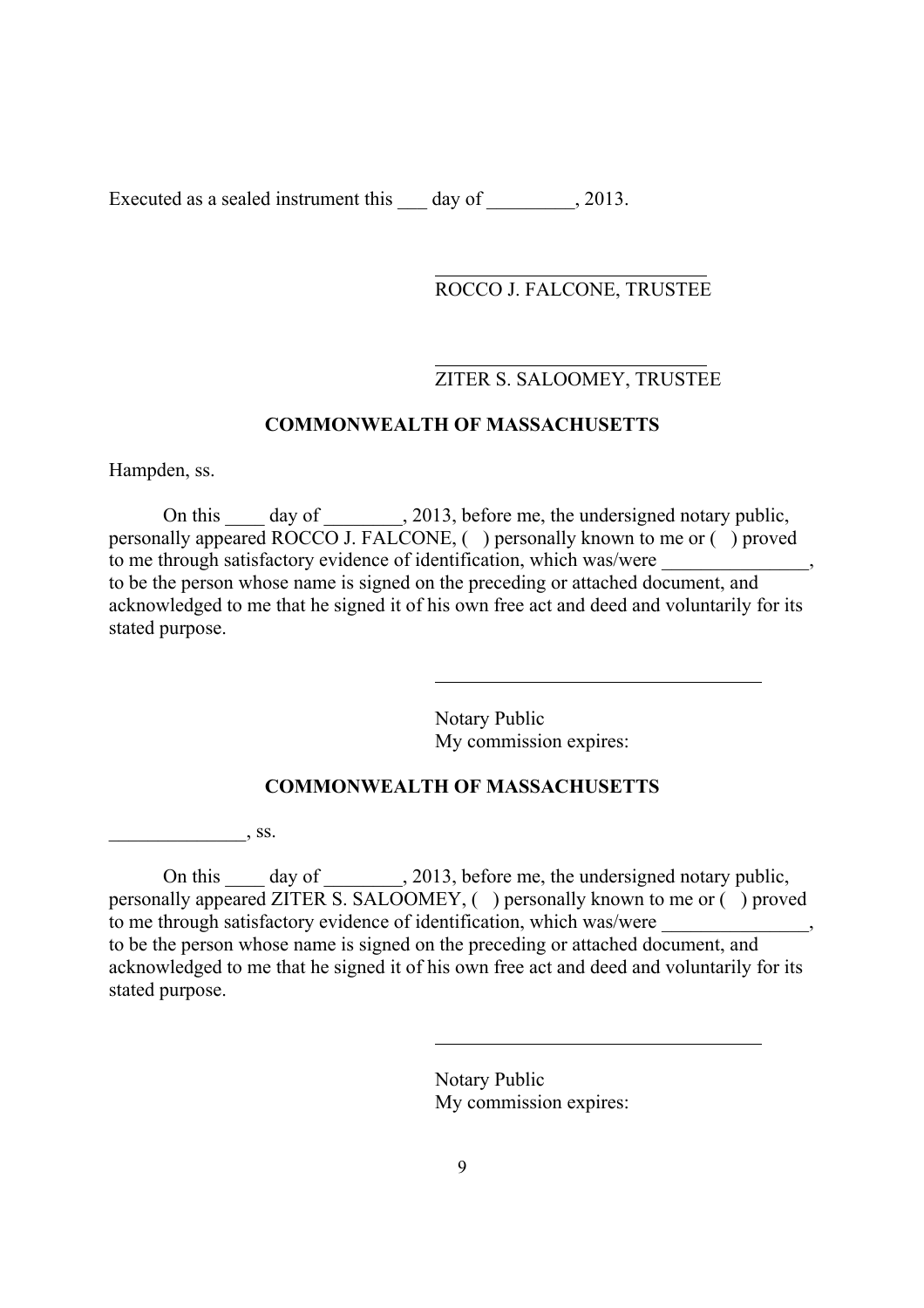Executed as a sealed instrument this ___ day of _________, 2013.

\_\_\_\_\_\_\_\_\_\_\_\_\_\_\_\_\_\_\_\_\_\_\_\_\_\_\_\_
ROCCO J. FALCONE, TRUSTEE

\_\_\_\_\_\_\_\_\_\_\_\_\_\_\_\_\_\_\_\_\_\_\_\_\_\_\_\_
ZITER S. SALOOMEY, TRUSTEE

**COMMONWEALTH OF MASSACHUSETTS**

Hampden, ss.

On this ____ day of ________, 2013, before me, the undersigned notary public, personally appeared ROCCO J. FALCONE, ( ) personally known to me or ( ) proved to me through satisfactory evidence of identification, which was/were _______________, to be the person whose name is signed on the preceding or attached document, and acknowledged to me that he signed it of his own free act and deed and voluntarily for its stated purpose.

\_\_\_\_\_\_\_\_\_\_\_\_\_\_\_\_\_\_\_\_\_\_\_\_\_\_\_\_\_\_\_\_\_\_
Notary Public
My commission expires:

**COMMONWEALTH OF MASSACHUSETTS**

______________, ss.

On this ____ day of ________, 2013, before me, the undersigned notary public, personally appeared ZITER S. SALOOMEY, ( ) personally known to me or ( ) proved to me through satisfactory evidence of identification, which was/were _______________, to be the person whose name is signed on the preceding or attached document, and acknowledged to me that he signed it of his own free act and deed and voluntarily for its stated purpose.

\_\_\_\_\_\_\_\_\_\_\_\_\_\_\_\_\_\_\_\_\_\_\_\_\_\_\_\_\_\_\_\_\_\_
Notary Public
My commission expires: